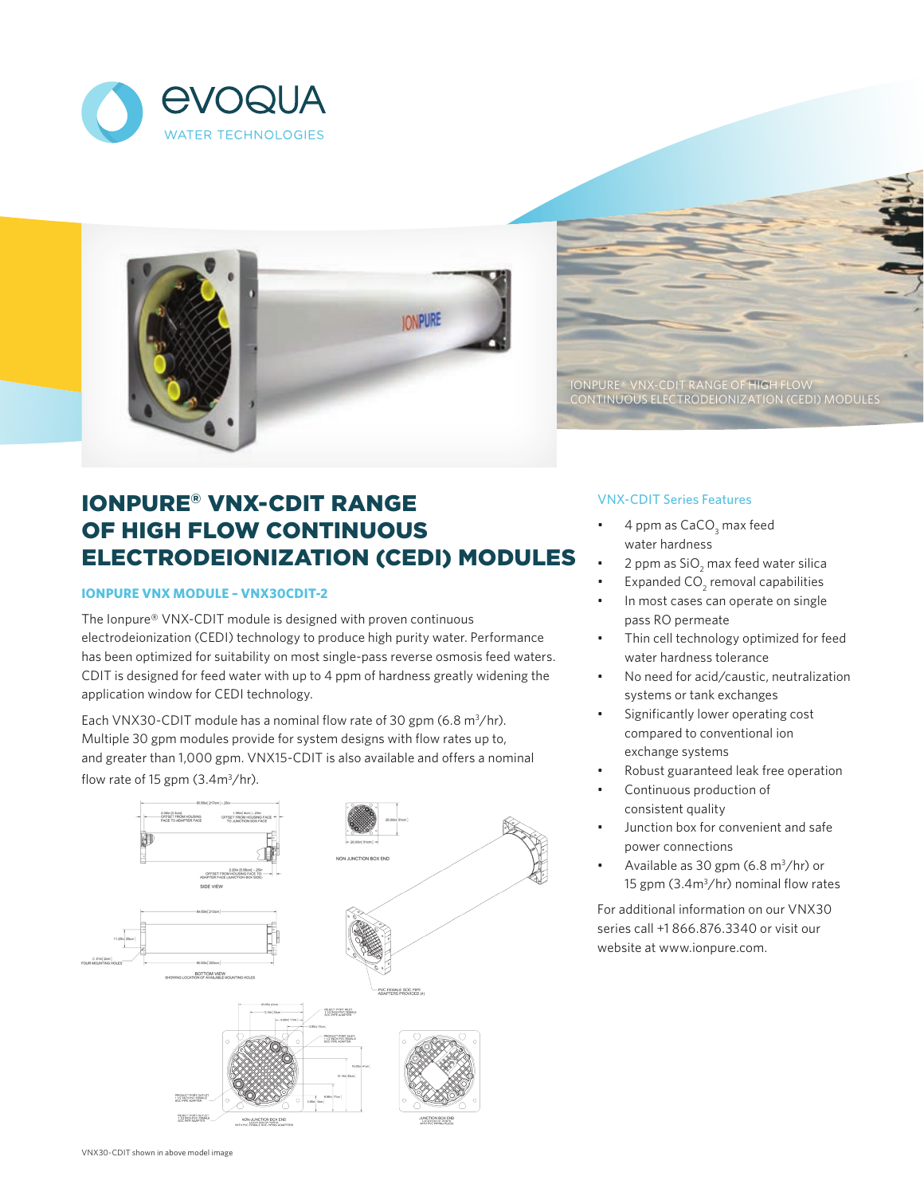EVOQUA WATER TECHNOLOGIES

IONPURE® VNX-CDIT RANGE OF HIGH FLOW CONTINUOUS ELECTRODEIONIZATION (CEDI) MODULES

# IONPURE® VNX-CDIT RANGE OF HIGH FLOW CONTINUOUS ELECTRODEIONIZATION (CEDI) MODULES

### IONPURE VNX MODULE – VNX30CDIT-2

The Ionpure® VNX-CDIT module is designed with proven continuous electrodeionization (CEDI) technology to produce high purity water. Performance has been optimized for suitability on most single-pass reverse osmosis feed waters. CDIT is designed for feed water with up to 4 ppm of hardness greatly widening the application window for CEDI technology.

Each VNX30-CDIT module has a nominal flow rate of 30 gpm (6.8 $m^3$/hr). Multiple 30 gpm modules provide for system designs with flow rates up to, and greater than 1,000 gpm. VNX15-CDIT is also available and offers a nominal flow rate of 15 gpm (3.4$m^3$/hr).

VNX30-CDIT shown in above model image

### VNX-CDIT Series Features

- 4 ppm as $CaCO_3$ max feed water hardness
- 2 ppm as $SiO_2$ max feed water silica
- Expanded $CO_2$ removal capabilities
- In most cases can operate on single pass RO permeate
- Thin cell technology optimized for feed water hardness tolerance
- No need for acid/caustic, neutralization systems or tank exchanges
- Significantly lower operating cost compared to conventional ion exchange systems
- Robust guaranteed leak free operation
- Continuous production of consistent quality
- Junction box for convenient and safe power connections
- Available as 30 gpm (6.8 $m^3$/hr) or 15 gpm (3.4$m^3$/hr) nominal flow rates

For additional information on our VNX30 series call +1 866.876.3340 or visit our website at www.ionpure.com.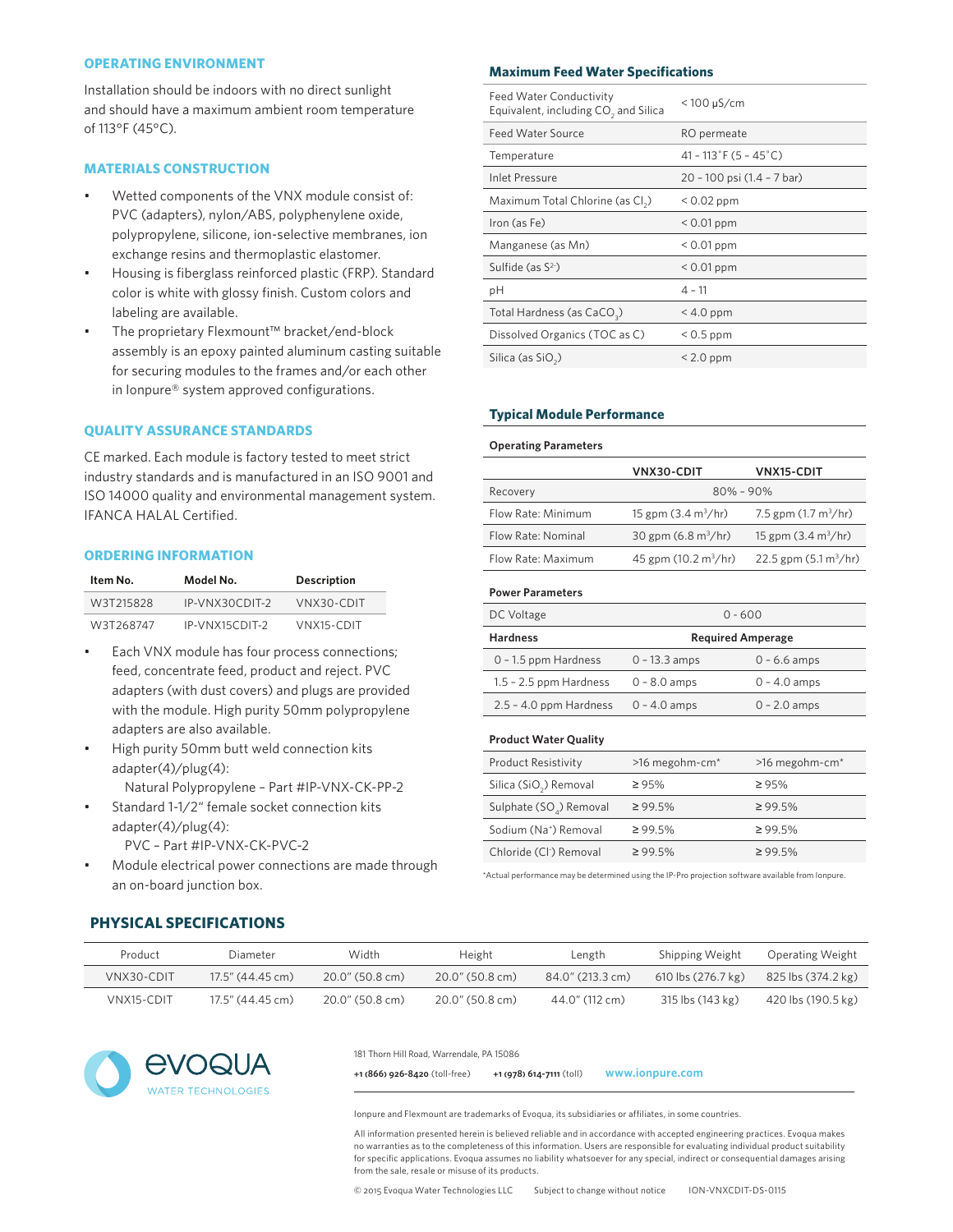## OPERATING ENVIRONMENT

Installation should be indoors with no direct sunlight and should have a maximum ambient room temperature of 113°F (45°C).

## MATERIALS CONSTRUCTION

- Wetted components of the VNX module consist of: PVC (adapters), nylon/ABS, polyphenylene oxide, polypropylene, silicone, ion-selective membranes, ion exchange resins and thermoplastic elastomer.
- Housing is fiberglass reinforced plastic (FRP). Standard color is white with glossy finish. Custom colors and labeling are available.
- The proprietary Flexmount™ bracket/end-block assembly is an epoxy painted aluminum casting suitable for securing modules to the frames and/or each other in Ionpure® system approved configurations.

## QUALITY ASSURANCE STANDARDS

CE marked. Each module is factory tested to meet strict industry standards and is manufactured in an ISO 9001 and ISO 14000 quality and environmental management system. IFANCA HALAL Certified.

## ORDERING INFORMATION

| Item No. | Model No. | Description |
|---|---|---|
| W3T215828 | IP-VNX30CDIT-2 | VNX30-CDIT |
| W3T268747 | IP-VNX15CDIT-2 | VNX15-CDIT |

- Each VNX module has four process connections; feed, concentrate feed, product and reject. PVC adapters (with dust covers) and plugs are provided with the module. High purity 50mm polypropylene adapters are also available.
- High purity 50mm butt weld connection kits adapter(4)/plug(4):
  Natural Polypropylene – Part #IP-VNX-CK-PP-2
- Standard 1-1/2" female socket connection kits adapter(4)/plug(4):
  PVC – Part #IP-VNX-CK-PVC-2
- Module electrical power connections are made through an on-board junction box.

### Maximum Feed Water Specifications

| | |
|---|---|
| Feed Water Conductivity Equivalent, including $CO_2$ and Silica | < 100 µS/cm |
| Feed Water Source | RO permeate |
| Temperature | 41 – 113˚F (5 – 45˚C) |
| Inlet Pressure | 20 – 100 psi (1.4 – 7 bar) |
| Maximum Total Chlorine (as $Cl_2$) | < 0.02 ppm |
| Iron (as Fe) | < 0.01 ppm |
| Manganese (as Mn) | < 0.01 ppm |
| Sulfide (as $S^{2-}$) | < 0.01 ppm |
| pH | 4 – 11 |
| Total Hardness (as $CaCO_3$) | < 4.0 ppm |
| Dissolved Organics (TOC as C) | < 0.5 ppm |
| Silica (as $SiO_2$) | < 2.0 ppm |

### Typical Module Performance

**Operating Parameters**

| | VNX30-CDIT | VNX15-CDIT |
|---|---|---|
| Recovery | 80% – 90% | |
| Flow Rate: Minimum | 15 gpm (3.4 $m^3$/hr) | 7.5 gpm (1.7 $m^3$/hr) |
| Flow Rate: Nominal | 30 gpm (6.8 $m^3$/hr) | 15 gpm (3.4 $m^3$/hr) |
| Flow Rate: Maximum | 45 gpm (10.2 $m^3$/hr) | 22.5 gpm (5.1 $m^3$/hr) |

**Power Parameters**

| | | |
|---|---|---|
| DC Voltage | 0 - 600 | |
| **Hardness** | **Required Amperage** | |
| 0 – 1.5 ppm Hardness | 0 – 13.3 amps | 0 – 6.6 amps |
| 1.5 – 2.5 ppm Hardness | 0 – 8.0 amps | 0 – 4.0 amps |
| 2.5 – 4.0 ppm Hardness | 0 – 4.0 amps | 0 – 2.0 amps |

**Product Water Quality**

| | | |
|---|---|---|
| Product Resistivity | >16 megohm-cm* | >16 megohm-cm* |
| Silica ($SiO_2$) Removal | ≥ 95% | ≥ 95% |
| Sulphate ($SO_4$) Removal | ≥ 99.5% | ≥ 99.5% |
| Sodium ($Na^+$) Removal | ≥ 99.5% | ≥ 99.5% |
| Chloride ($Cl^-$) Removal | ≥ 99.5% | ≥ 99.5% |

*Actual performance may be determined using the IP-Pro projection software available from Ionpure.

## PHYSICAL SPECIFICATIONS

| Product | Diameter | Width | Height | Length | Shipping Weight | Operating Weight |
|---|---|---|---|---|---|---|
| VNX30-CDIT | 17.5" (44.45 cm) | 20.0" (50.8 cm) | 20.0" (50.8 cm) | 84.0" (213.3 cm) | 610 lbs (276.7 kg) | 825 lbs (374.2 kg) |
| VNX15-CDIT | 17.5" (44.45 cm) | 20.0" (50.8 cm) | 20.0" (50.8 cm) | 44.0" (112 cm) | 315 lbs (143 kg) | 420 lbs (190.5 kg) |

EVOQUA WATER TECHNOLOGIES

181 Thorn Hill Road, Warrendale, PA 15086

+1 (866) 926-8420 (toll-free) +1 (978) 614-7111 (toll) www.ionpure.com

Ionpure and Flexmount are trademarks of Evoqua, its subsidiaries or affiliates, in some countries.

All information presented herein is believed reliable and in accordance with accepted engineering practices. Evoqua makes no warranties as to the completeness of this information. Users are responsible for evaluating individual product suitability for specific applications. Evoqua assumes no liability whatsoever for any special, indirect or consequential damages arising from the sale, resale or misuse of its products.

© 2015 Evoqua Water Technologies LLC Subject to change without notice ION-VNXCDIT-DS-0115